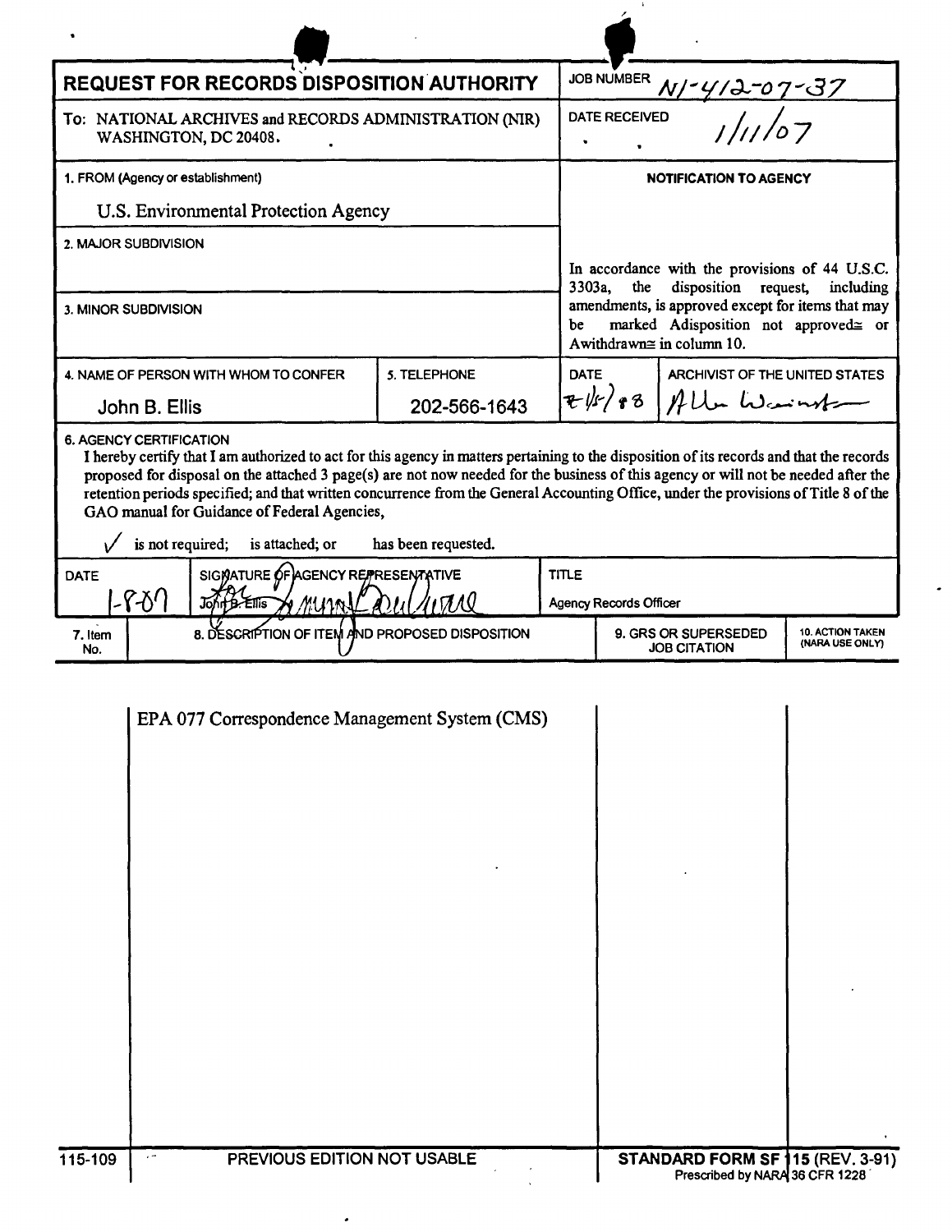# REQUEST FOR RECORDS DISPOSITION AUTHORITY

**JOB NUMBER** N1-412-07-37

**DATE RECEIVED** 1/11/07

To: NATIONAL ARCHIVES and RECORDS ADMINISTRATION (NIR)
WASHINGTON, DC 20408.

**1. FROM (Agency or establishment)**

U.S. Environmental Protection Agency

**2. MAJOR SUBDIVISION**

**3. MINOR SUBDIVISION**

**NOTIFICATION TO AGENCY**

In accordance with the provisions of 44 U.S.C. 3303a, the disposition request, including amendments, is approved except for items that may be marked Adisposition not approved≅ or Awithdrawn≅ in column 10.

| 4. NAME OF PERSON WITH WHOM TO CONFER | 5. TELEPHONE | DATE | ARCHIVIST OF THE UNITED STATES |
|---|---|---|---|
| John B. Ellis | 202-566-1643 | 7/15/08 | Allen Weinstein |

**6. AGENCY CERTIFICATION**

I hereby certify that I am authorized to act for this agency in matters pertaining to the disposition of its records and that the records proposed for disposal on the attached 3 page(s) are not now needed for the business of this agency or will not be needed after the retention periods specified; and that written concurrence from the General Accounting Office, under the provisions of Title 8 of the GAO manual for Guidance of Federal Agencies,

✓ is not required; is attached; or has been requested.

| DATE | SIGNATURE OF AGENCY REPRESENTATIVE | TITLE |
|---|---|---|
| 1-8-07 | John B. Ellis | Agency Records Officer |

| 7. Item No. | 8. DESCRIPTION OF ITEM AND PROPOSED DISPOSITION | 9. GRS OR SUPERSEDED JOB CITATION | 10. ACTION TAKEN (NARA USE ONLY) |
|---|---|---|---|
| | EPA 077 Correspondence Management System (CMS) | | |

115-109 PREVIOUS EDITION NOT USABLE **STANDARD FORM SF 115 (REV. 3-91)** Prescribed by NARA 36 CFR 1228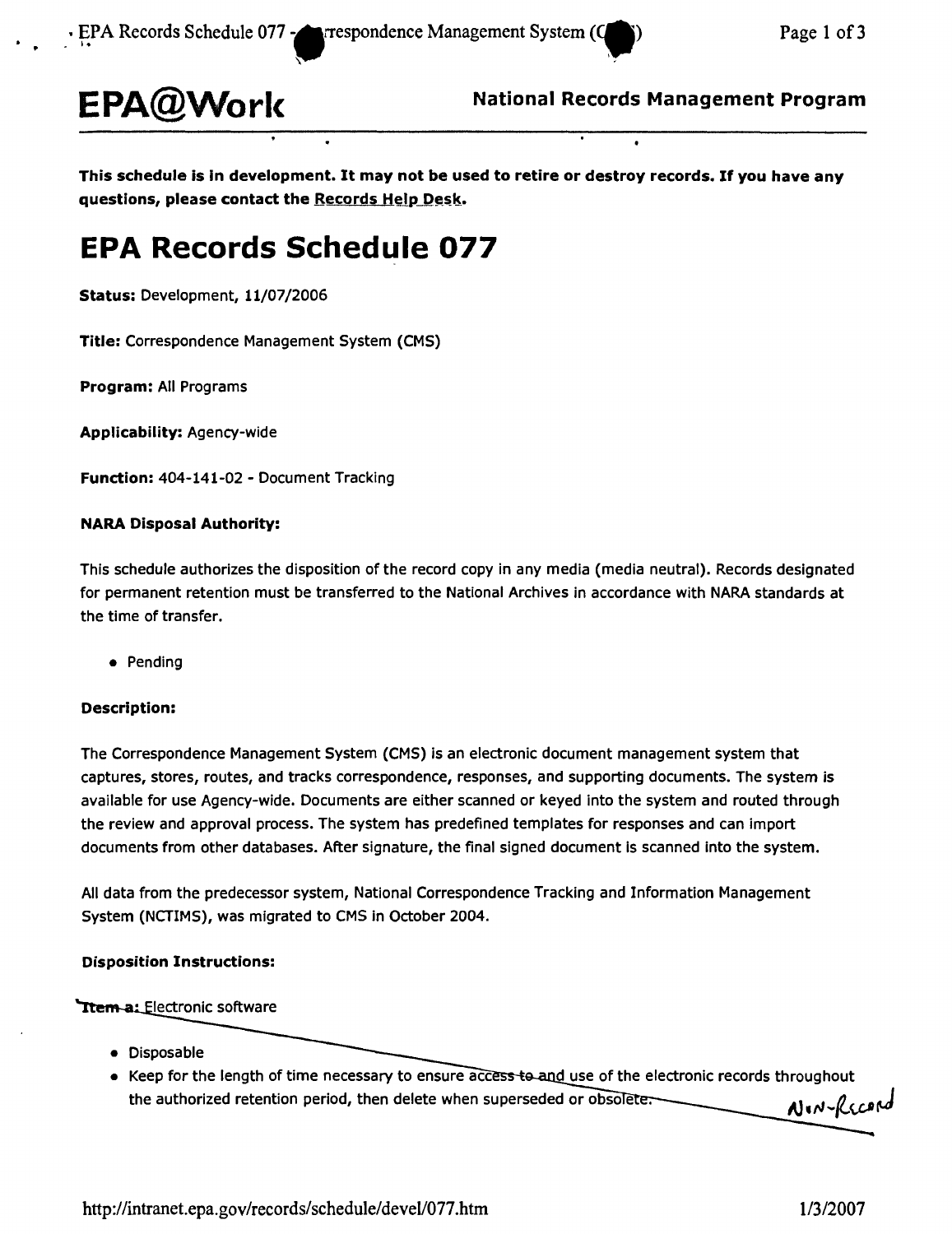**EPA@Work** **National Records Management Program**

**This schedule is in development. It may not be used to retire or destroy records. If you have any questions, please contact the Records Help Desk.**

# EPA Records Schedule 077

**Status:** Development, 11/07/2006

**Title:** Correspondence Management System (CMS)

**Program:** All Programs

**Applicability:** Agency-wide

**Function:** 404-141-02 - Document Tracking

**NARA Disposal Authority:**

This schedule authorizes the disposition of the record copy in any media (media neutral). Records designated for permanent retention must be transferred to the National Archives in accordance with NARA standards at the time of transfer.

- Pending

**Description:**

The Correspondence Management System (CMS) is an electronic document management system that captures, stores, routes, and tracks correspondence, responses, and supporting documents. The system is available for use Agency-wide. Documents are either scanned or keyed into the system and routed through the review and approval process. The system has predefined templates for responses and can import documents from other databases. After signature, the final signed document is scanned into the system.

All data from the predecessor system, National Correspondence Tracking and Information Management System (NCTIMS), was migrated to CMS in October 2004.

**Disposition Instructions:**

~~**Item a:**~~ Electronic software

- Disposable
- Keep for the length of time necessary to ensure ~~access to and~~ use of the electronic records throughout the authorized retention period, then delete when superseded or obsolete.

Non-Record

http://intranet.epa.gov/records/schedule/devel/077.htm 1/3/2007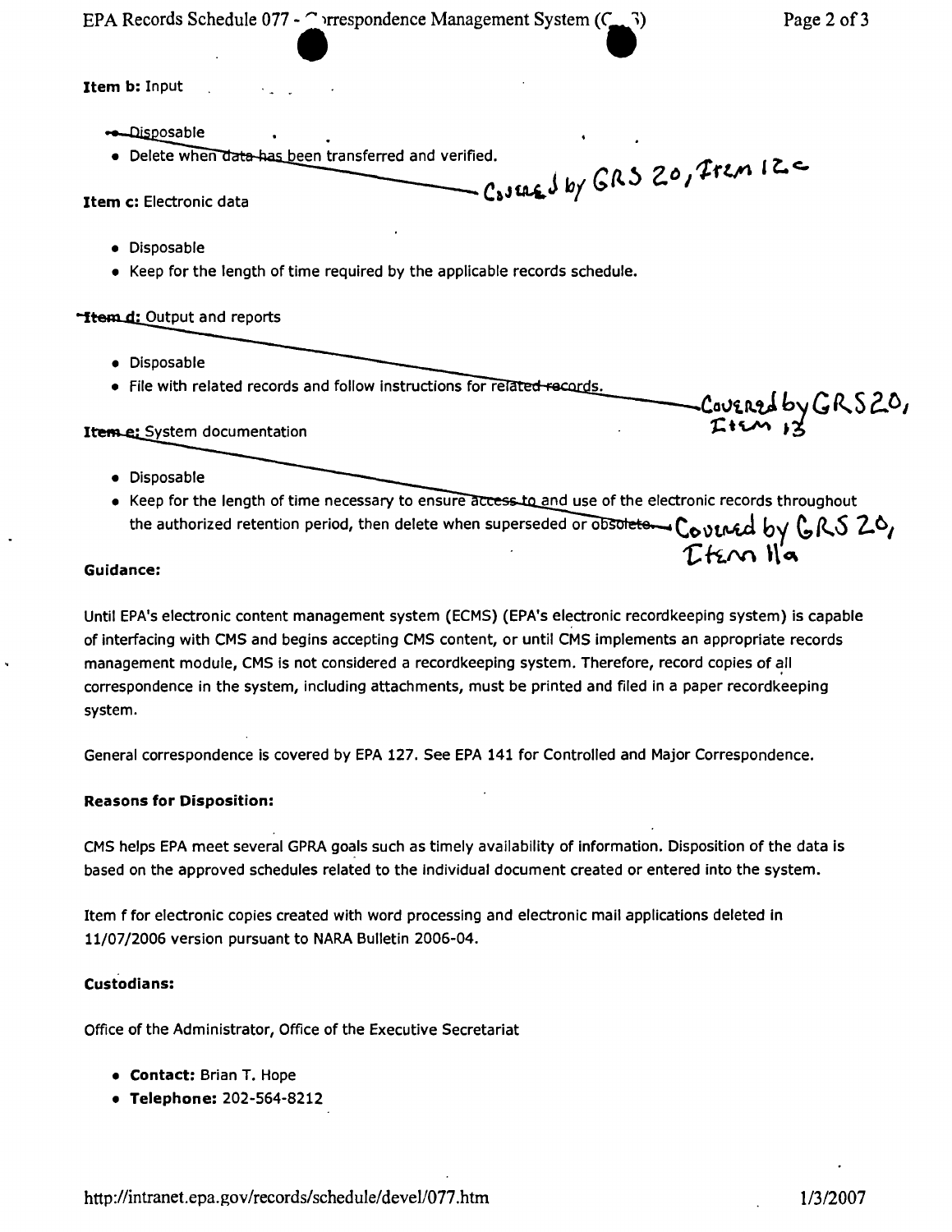**Item b:** Input

- Disposable
- Delete when data has been transferred and verified.

Covered by GRS 20, Item 12c

**Item c:** Electronic data

- Disposable
- Keep for the length of time required by the applicable records schedule.

**Item d:** Output and reports

- Disposable
- File with related records and follow instructions for related records.

Covered by GRS 20, Item 13

**Item e:** System documentation

- Disposable
- Keep for the length of time necessary to ensure access to and use of the electronic records throughout the authorized retention period, then delete when superseded or obsolete.

Covered by GRS 20, Item 11a

**Guidance:**

Until EPA's electronic content management system (ECMS) (EPA's electronic recordkeeping system) is capable of interfacing with CMS and begins accepting CMS content, or until CMS implements an appropriate records management module, CMS is not considered a recordkeeping system. Therefore, record copies of all correspondence in the system, including attachments, must be printed and filed in a paper recordkeeping system.

General correspondence is covered by EPA 127. See EPA 141 for Controlled and Major Correspondence.

**Reasons for Disposition:**

CMS helps EPA meet several GPRA goals such as timely availability of information. Disposition of the data is based on the approved schedules related to the individual document created or entered into the system.

Item f for electronic copies created with word processing and electronic mail applications deleted in 11/07/2006 version pursuant to NARA Bulletin 2006-04.

**Custodians:**

Office of the Administrator, Office of the Executive Secretariat

- **Contact:** Brian T. Hope
- **Telephone:** 202-564-8212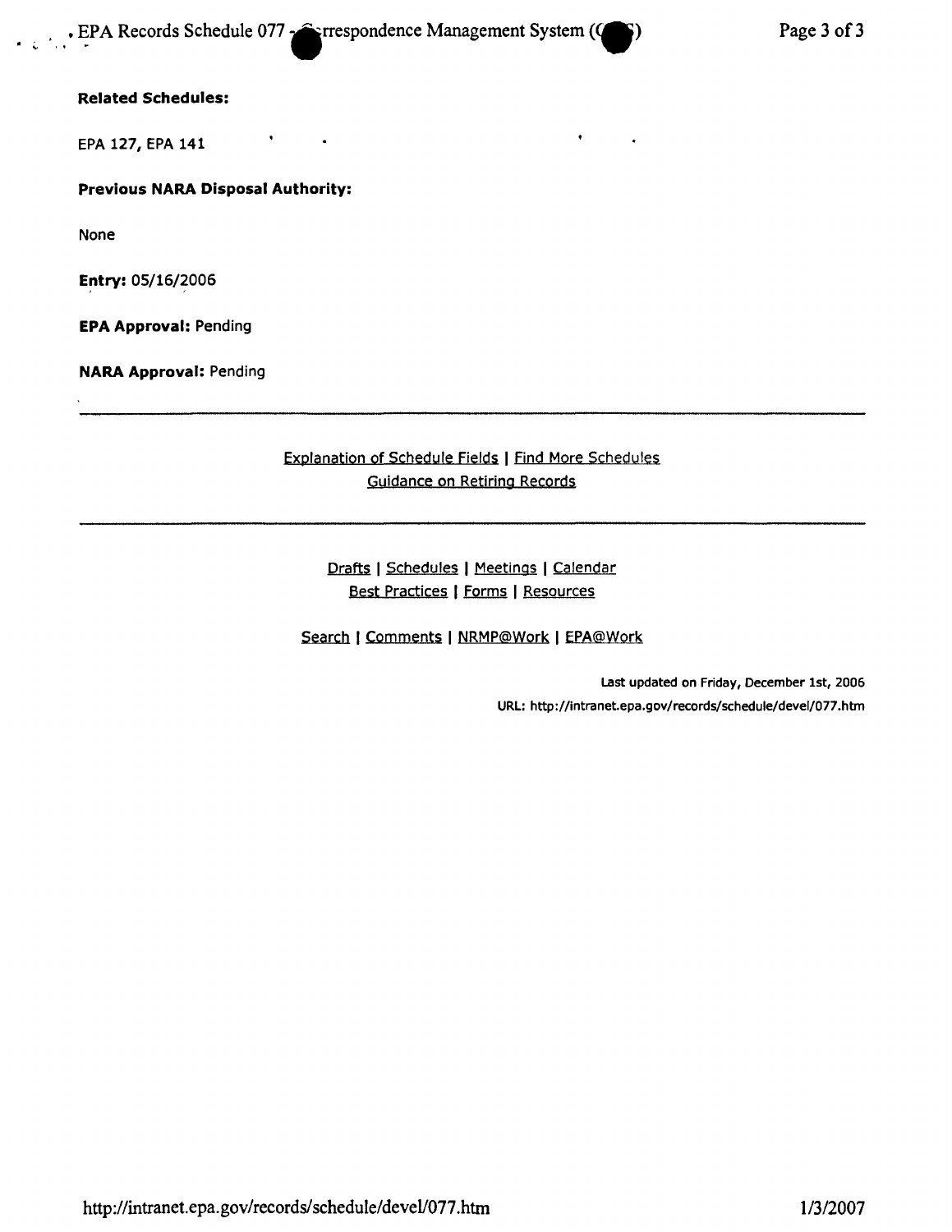**Related Schedules:**

EPA 127, EPA 141

**Previous NARA Disposal Authority:**

None

**Entry:** 05/16/2006

**EPA Approval:** Pending

**NARA Approval:** Pending

---

Explanation of Schedule Fields | Find More Schedules
Guidance on Retiring Records

---

Drafts | Schedules | Meetings | Calendar
Best Practices | Forms | Resources

Search | Comments | NRMP@Work | EPA@Work

Last updated on Friday, December 1st, 2006
URL: http://intranet.epa.gov/records/schedule/devel/077.htm